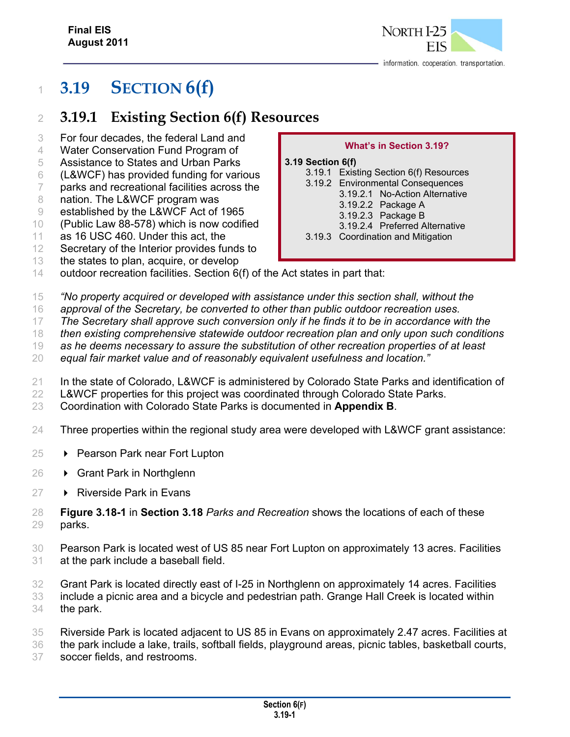# 3.19 SECTION 6(f)

## 3.19.1 Existing Section 6(f) Resources

> **What's in Section 3.19?**
>
> **3.19 Section 6(f)**
> - 3.19.1 Existing Section 6(f) Resources
> - 3.19.2 Environmental Consequences
>   - 3.19.2.1 No-Action Alternative
>   - 3.19.2.2 Package A
>   - 3.19.2.3 Package B
>   - 3.19.2.4 Preferred Alternative
> - 3.19.3 Coordination and Mitigation

For four decades, the federal Land and Water Conservation Fund Program of Assistance to States and Urban Parks (L&WCF) has provided funding for various parks and recreational facilities across the nation. The L&WCF program was established by the L&WCF Act of 1965 (Public Law 88-578) which is now codified as 16 USC 460. Under this act, the Secretary of the Interior provides funds to the states to plan, acquire, or develop outdoor recreation facilities. Section 6(f) of the Act states in part that:

*"No property acquired or developed with assistance under this section shall, without the approval of the Secretary, be converted to other than public outdoor recreation uses. The Secretary shall approve such conversion only if he finds it to be in accordance with the then existing comprehensive statewide outdoor recreation plan and only upon such conditions as he deems necessary to assure the substitution of other recreation properties of at least equal fair market value and of reasonably equivalent usefulness and location."*

In the state of Colorado, L&WCF is administered by Colorado State Parks and identification of L&WCF properties for this project was coordinated through Colorado State Parks. Coordination with Colorado State Parks is documented in **Appendix B**.

Three properties within the regional study area were developed with L&WCF grant assistance:

- Pearson Park near Fort Lupton
- Grant Park in Northglenn
- Riverside Park in Evans

**Figure 3.18-1** in **Section 3.18** *Parks and Recreation* shows the locations of each of these parks.

Pearson Park is located west of US 85 near Fort Lupton on approximately 13 acres. Facilities at the park include a baseball field.

Grant Park is located directly east of I-25 in Northglenn on approximately 14 acres. Facilities include a picnic area and a bicycle and pedestrian path. Grange Hall Creek is located within the park.

Riverside Park is located adjacent to US 85 in Evans on approximately 2.47 acres. Facilities at the park include a lake, trails, softball fields, playground areas, picnic tables, basketball courts, soccer fields, and restrooms.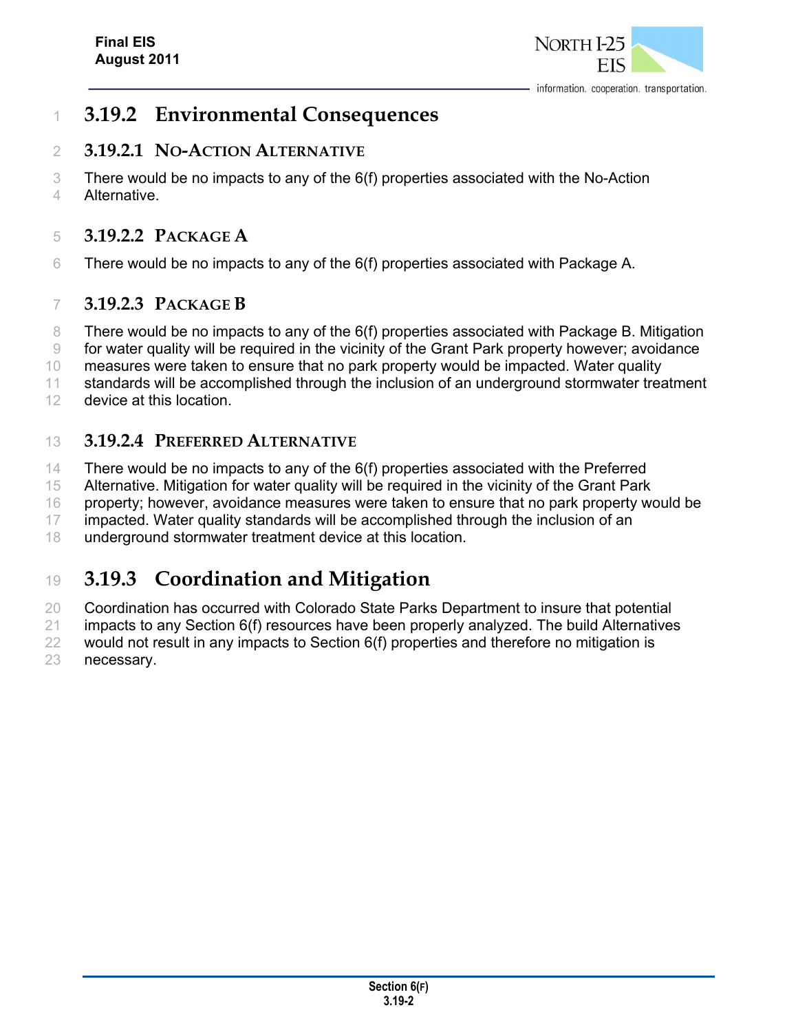## 3.19.2 Environmental Consequences

### 3.19.2.1 No-Action Alternative

There would be no impacts to any of the 6(f) properties associated with the No-Action Alternative.

### 3.19.2.2 Package A

There would be no impacts to any of the 6(f) properties associated with Package A.

### 3.19.2.3 Package B

There would be no impacts to any of the 6(f) properties associated with Package B. Mitigation for water quality will be required in the vicinity of the Grant Park property however; avoidance measures were taken to ensure that no park property would be impacted. Water quality standards will be accomplished through the inclusion of an underground stormwater treatment device at this location.

### 3.19.2.4 Preferred Alternative

There would be no impacts to any of the 6(f) properties associated with the Preferred Alternative. Mitigation for water quality will be required in the vicinity of the Grant Park property; however, avoidance measures were taken to ensure that no park property would be impacted. Water quality standards will be accomplished through the inclusion of an underground stormwater treatment device at this location.

## 3.19.3 Coordination and Mitigation

Coordination has occurred with Colorado State Parks Department to insure that potential impacts to any Section 6(f) resources have been properly analyzed. The build Alternatives would not result in any impacts to Section 6(f) properties and therefore no mitigation is necessary.